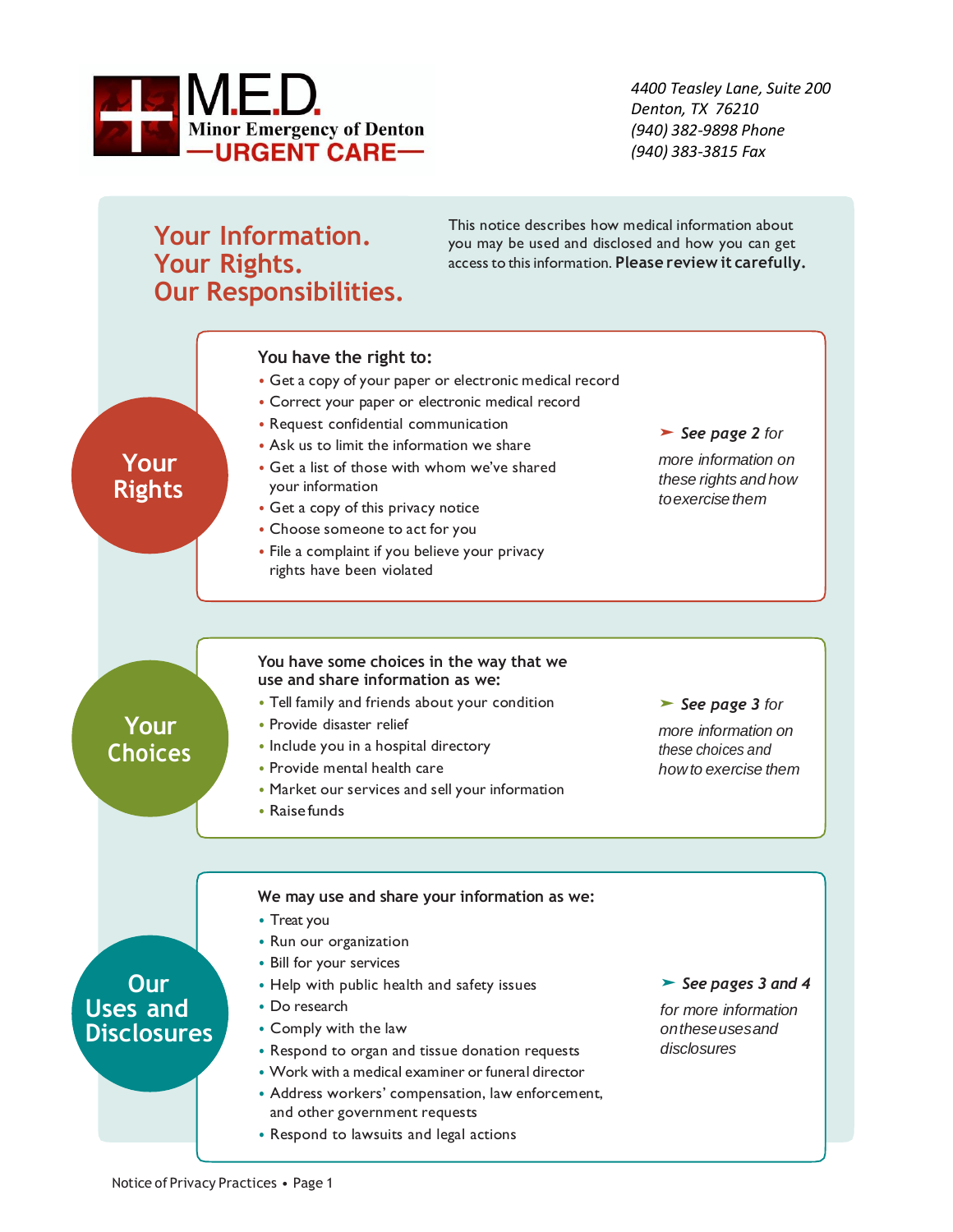# M.E.D. Minor Emergency of Denton — URGENT CARE —

*4400 Teasley Lane, Suite 200*
*Denton, TX 76210*
*(940) 382-9898 Phone*
*(940) 383-3815 Fax*

## Your Information. Your Rights. Our Responsibilities.

This notice describes how medical information about you may be used and disclosed and how you can get access to this information. **Please review it carefully.**

### Your Rights

**You have the right to:**

- Get a copy of your paper or electronic medical record
- Correct your paper or electronic medical record
- Request confidential communication
- Ask us to limit the information we share
- Get a list of those with whom we've shared your information
- Get a copy of this privacy notice
- Choose someone to act for you
- File a complaint if you believe your privacy rights have been violated

➤ ***See page 2** for more information on these rights and how to exercise them*

### Your Choices

**You have some choices in the way that we use and share information as we:**

- Tell family and friends about your condition
- Provide disaster relief
- Include you in a hospital directory
- Provide mental health care
- Market our services and sell your information
- Raise funds

➤ ***See page 3** for more information on these choices and how to exercise them*

### Our Uses and Disclosures

**We may use and share your information as we:**

- Treat you
- Run our organization
- Bill for your services
- Help with public health and safety issues
- Do research
- Comply with the law
- Respond to organ and tissue donation requests
- Work with a medical examiner or funeral director
- Address workers' compensation, law enforcement, and other government requests
- Respond to lawsuits and legal actions

➤ ***See pages 3 and 4** for more information on these uses and disclosures*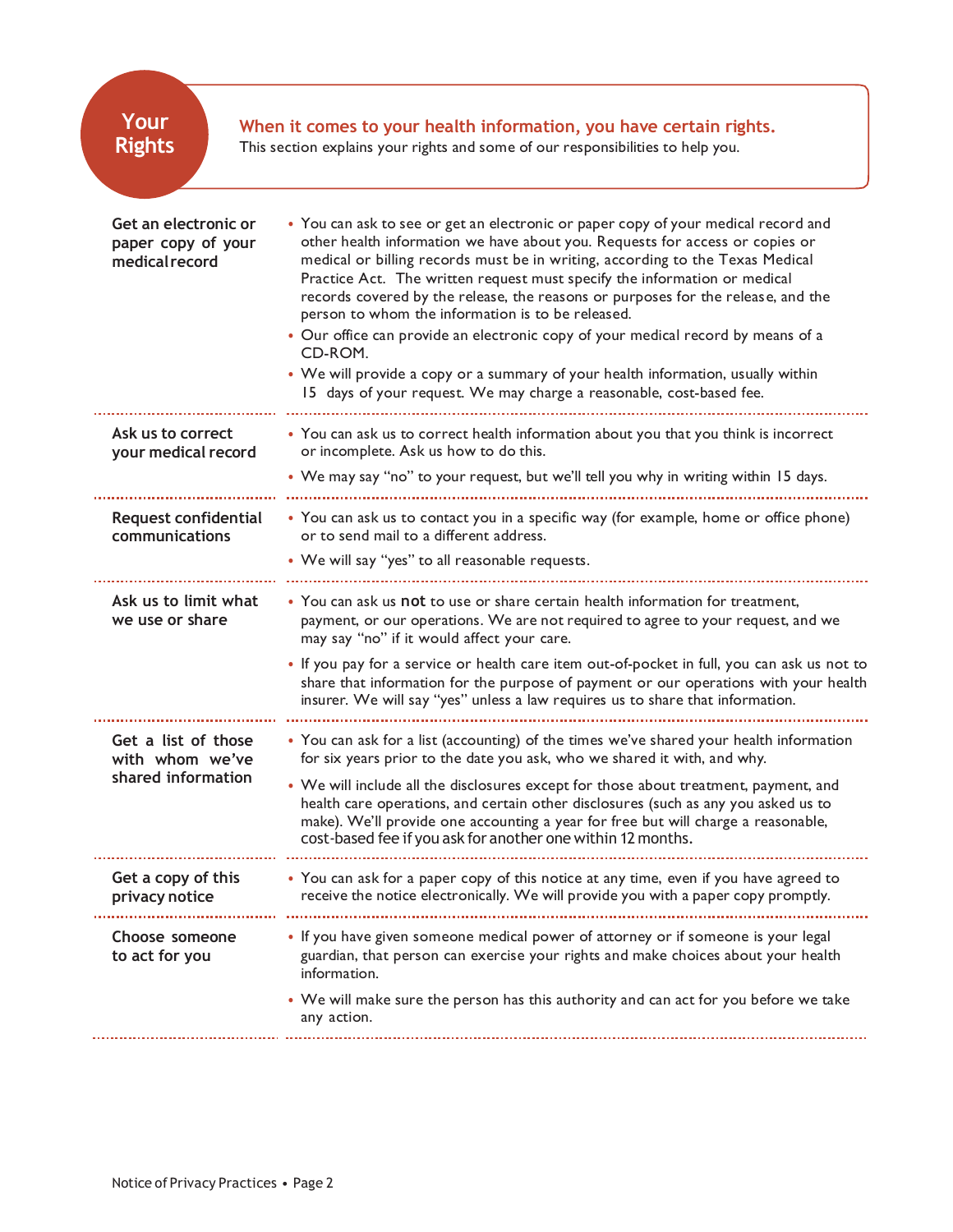# Your Rights

**When it comes to your health information, you have certain rights.**
This section explains your rights and some of our responsibilities to help you.

### Get an electronic or paper copy of your medical record

- You can ask to see or get an electronic or paper copy of your medical record and other health information we have about you. Requests for access or copies or medical or billing records must be in writing, according to the Texas Medical Practice Act. The written request must specify the information or medical records covered by the release, the reasons or purposes for the release, and the person to whom the information is to be released.
- Our office can provide an electronic copy of your medical record by means of a CD-ROM.
- We will provide a copy or a summary of your health information, usually within 15 days of your request. We may charge a reasonable, cost-based fee.

### Ask us to correct your medical record

- You can ask us to correct health information about you that you think is incorrect or incomplete. Ask us how to do this.
- We may say "no" to your request, but we'll tell you why in writing within 15 days.

### Request confidential communications

- You can ask us to contact you in a specific way (for example, home or office phone) or to send mail to a different address.
- We will say "yes" to all reasonable requests.

### Ask us to limit what we use or share

- You can ask us **not** to use or share certain health information for treatment, payment, or our operations. We are not required to agree to your request, and we may say "no" if it would affect your care.
- If you pay for a service or health care item out-of-pocket in full, you can ask us not to share that information for the purpose of payment or our operations with your health insurer. We will say "yes" unless a law requires us to share that information.

### Get a list of those with whom we've shared information

- You can ask for a list (accounting) of the times we've shared your health information for six years prior to the date you ask, who we shared it with, and why.
- We will include all the disclosures except for those about treatment, payment, and health care operations, and certain other disclosures (such as any you asked us to make). We'll provide one accounting a year for free but will charge a reasonable, cost-based fee if you ask for another one within 12 months.

### Get a copy of this privacy notice

- You can ask for a paper copy of this notice at any time, even if you have agreed to receive the notice electronically. We will provide you with a paper copy promptly.

### Choose someone to act for you

- If you have given someone medical power of attorney or if someone is your legal guardian, that person can exercise your rights and make choices about your health information.
- We will make sure the person has this authority and can act for you before we take any action.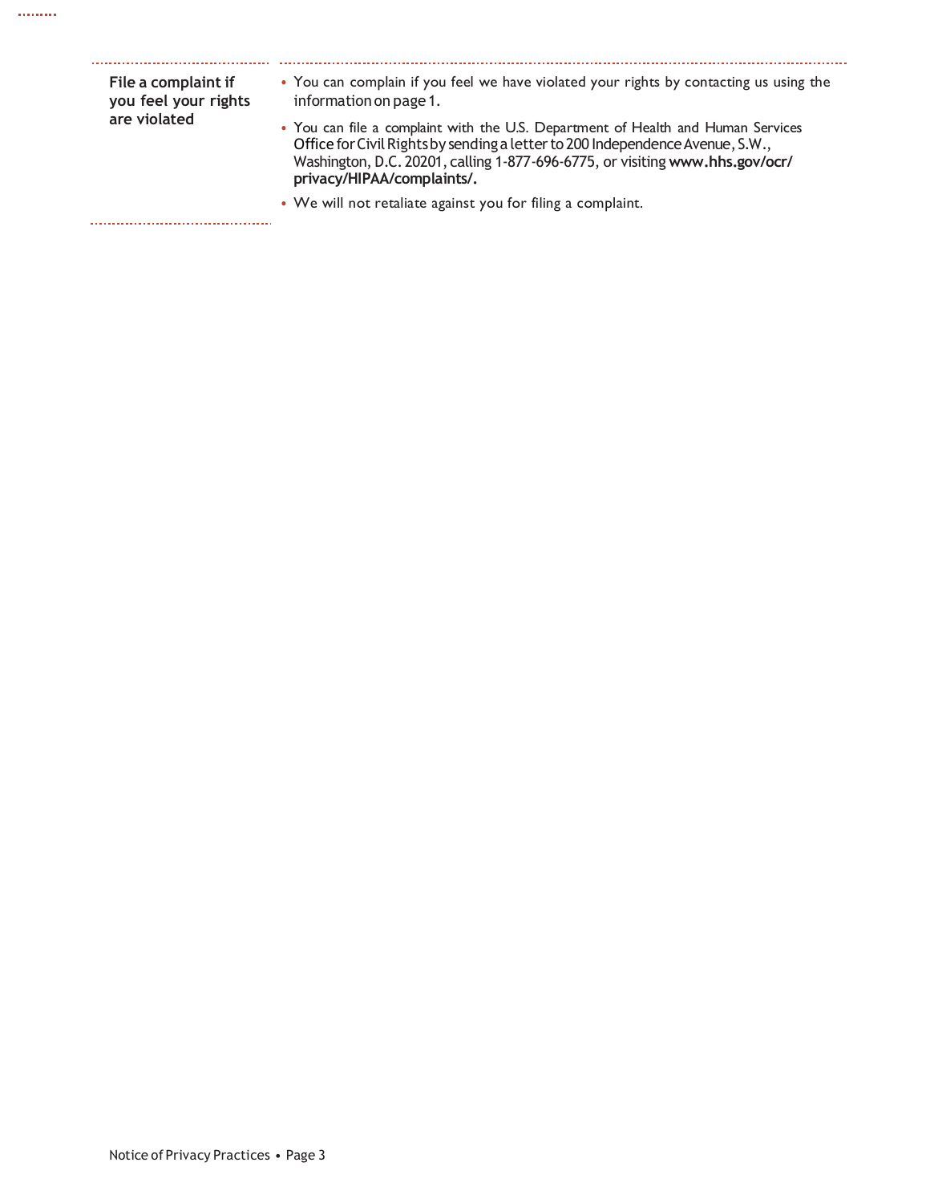### File a complaint if you feel your rights are violated

- You can complain if you feel we have violated your rights by contacting us using the information on page 1.
- You can file a complaint with the U.S. Department of Health and Human Services Office for Civil Rights by sending a letter to 200 Independence Avenue, S.W., Washington, D.C. 20201, calling 1-877-696-6775, or visiting **www.hhs.gov/ocr/privacy/HIPAA/complaints/.**
- We will not retaliate against you for filing a complaint.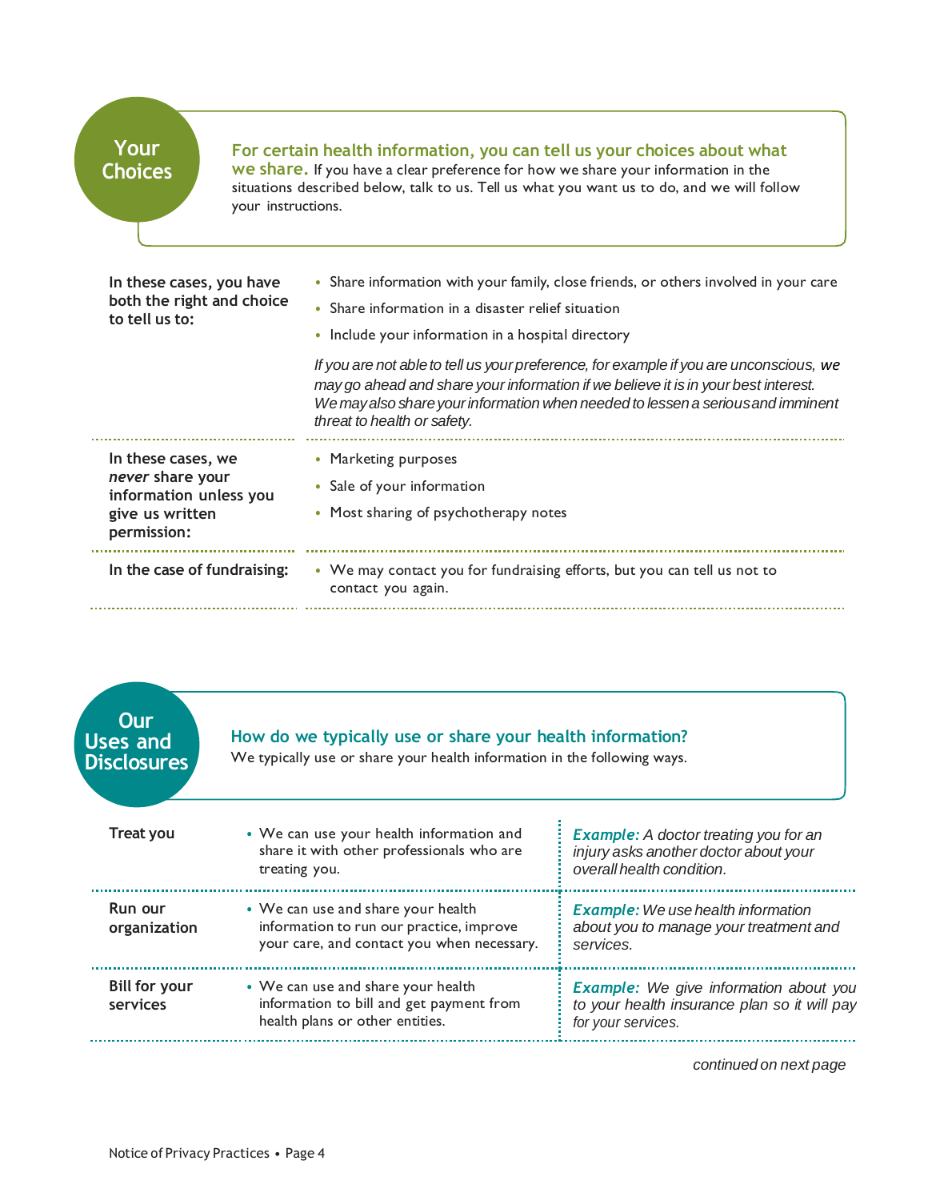## Your Choices

**For certain health information, you can tell us your choices about what we share.** If you have a clear preference for how we share your information in the situations described below, talk to us. Tell us what you want us to do, and we will follow your instructions.

| | |
|---|---|
| **In these cases, you have both the right and choice to tell us to:** | • Share information with your family, close friends, or others involved in your care<br>• Share information in a disaster relief situation<br>• Include your information in a hospital directory<br><br>*If you are not able to tell us your preference, for example if you are unconscious, we may go ahead and share your information if we believe it is in your best interest. We may also share your information when needed to lessen a serious and imminent threat to health or safety.* |
| **In these cases, we *never* share your information unless you give us written permission:** | • Marketing purposes<br>• Sale of your information<br>• Most sharing of psychotherapy notes |
| **In the case of fundraising:** | • We may contact you for fundraising efforts, but you can tell us not to contact you again. |

## Our Uses and Disclosures

**How do we typically use or share your health information?**
We typically use or share your health information in the following ways.

| | | |
|---|---|---|
| **Treat you** | • We can use your health information and share it with other professionals who are treating you. | ***Example:*** *A doctor treating you for an injury asks another doctor about your overall health condition.* |
| **Run our organization** | • We can use and share your health information to run our practice, improve your care, and contact you when necessary. | ***Example:*** *We use health information about you to manage your treatment and services.* |
| **Bill for your services** | • We can use and share your health information to bill and get payment from health plans or other entities. | ***Example:*** *We give information about you to your health insurance plan so it will pay for your services.* |

*continued on next page*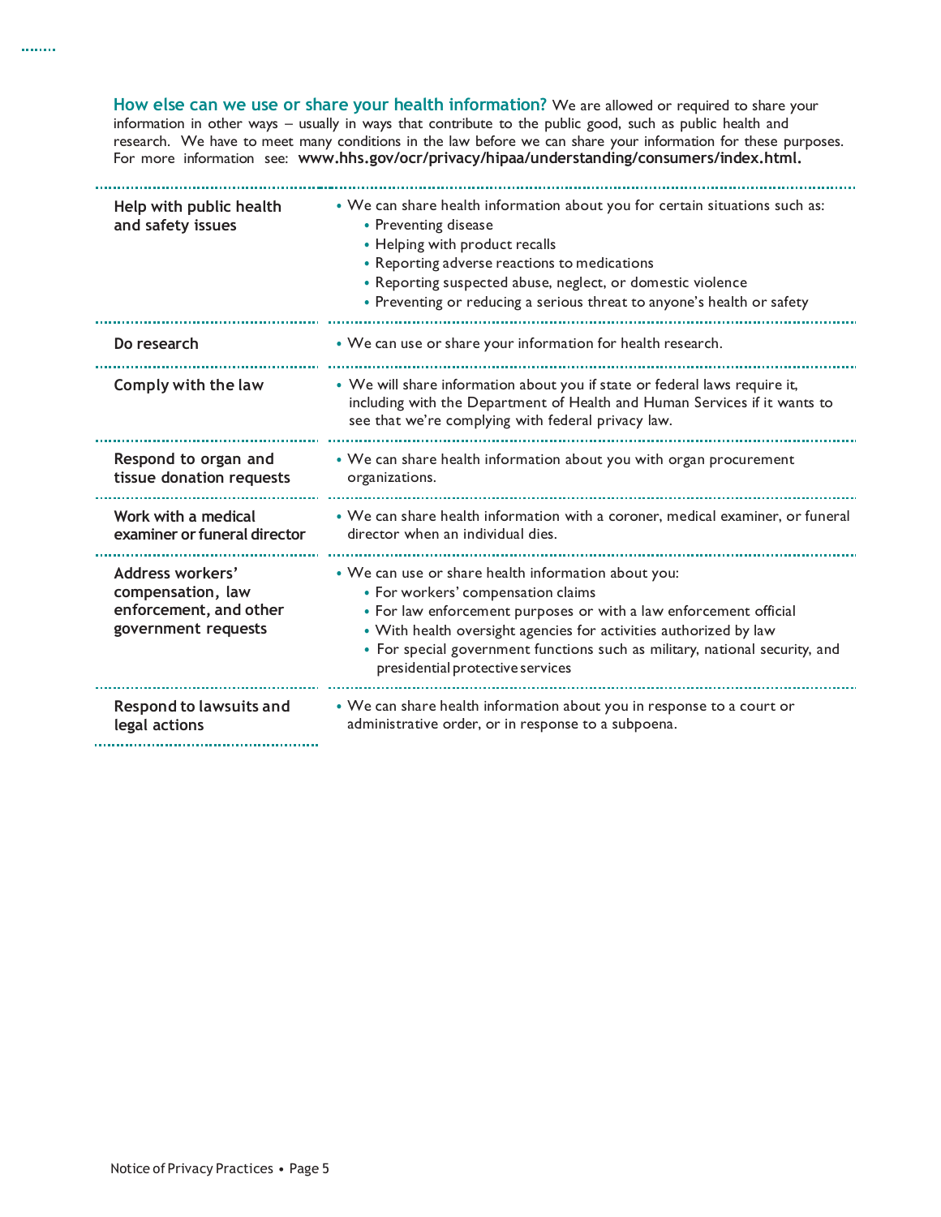**How else can we use or share your health information?** We are allowed or required to share your information in other ways – usually in ways that contribute to the public good, such as public health and research. We have to meet many conditions in the law before we can share your information for these purposes. For more information see: **www.hhs.gov/ocr/privacy/hipaa/understanding/consumers/index.html.**

| | |
|---|---|
| **Help with public health and safety issues** | • We can share health information about you for certain situations such as:<br>  • Preventing disease<br>  • Helping with product recalls<br>  • Reporting adverse reactions to medications<br>  • Reporting suspected abuse, neglect, or domestic violence<br>  • Preventing or reducing a serious threat to anyone's health or safety |
| **Do research** | • We can use or share your information for health research. |
| **Comply with the law** | • We will share information about you if state or federal laws require it, including with the Department of Health and Human Services if it wants to see that we're complying with federal privacy law. |
| **Respond to organ and tissue donation requests** | • We can share health information about you with organ procurement organizations. |
| **Work with a medical examiner or funeral director** | • We can share health information with a coroner, medical examiner, or funeral director when an individual dies. |
| **Address workers' compensation, law enforcement, and other government requests** | • We can use or share health information about you:<br>  • For workers' compensation claims<br>  • For law enforcement purposes or with a law enforcement official<br>  • With health oversight agencies for activities authorized by law<br>  • For special government functions such as military, national security, and presidential protective services |
| **Respond to lawsuits and legal actions** | • We can share health information about you in response to a court or administrative order, or in response to a subpoena. |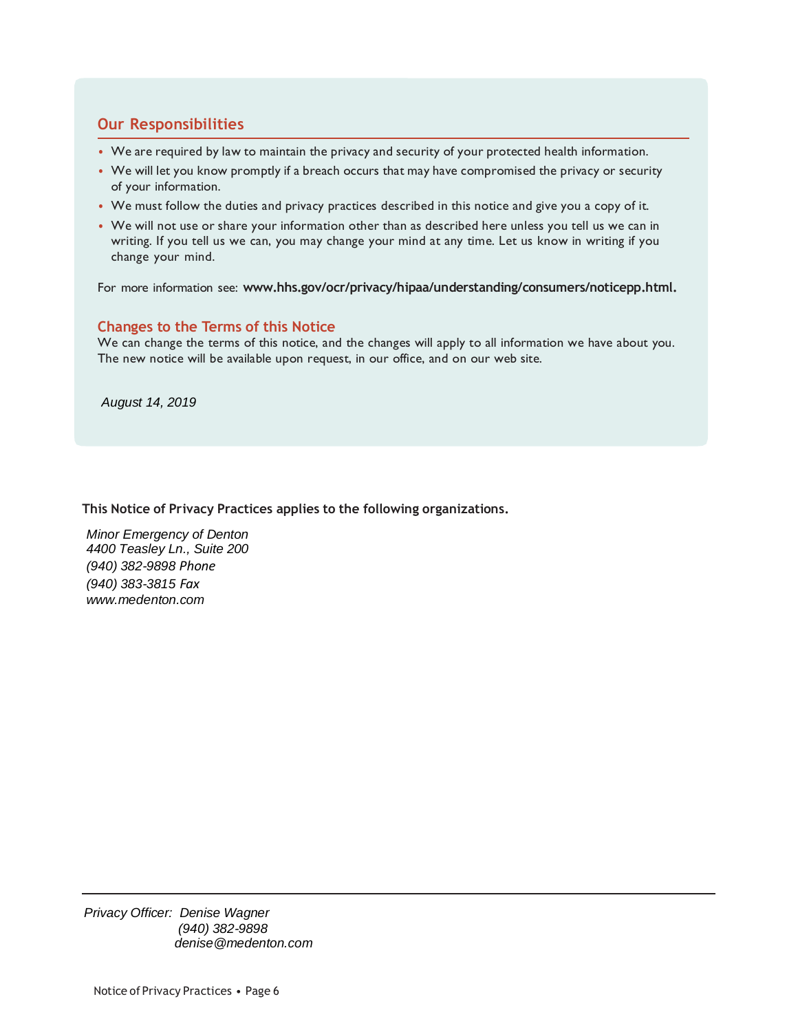## Our Responsibilities

- We are required by law to maintain the privacy and security of your protected health information.
- We will let you know promptly if a breach occurs that may have compromised the privacy or security of your information.
- We must follow the duties and privacy practices described in this notice and give you a copy of it.
- We will not use or share your information other than as described here unless you tell us we can in writing. If you tell us we can, you may change your mind at any time. Let us know in writing if you change your mind.

For more information see: **www.hhs.gov/ocr/privacy/hipaa/understanding/consumers/noticepp.html.**

## Changes to the Terms of this Notice

We can change the terms of this notice, and the changes will apply to all information we have about you. The new notice will be available upon request, in our office, and on our web site.

*August 14, 2019*

**This Notice of Privacy Practices applies to the following organizations.**

*Minor Emergency of Denton*
*4400 Teasley Ln., Suite 200*
*(940) 382-9898 Phone*
*(940) 383-3815 Fax*
*www.medenton.com*

---

*Privacy Officer: Denise Wagner*
*(940) 382-9898*
*denise@medenton.com*